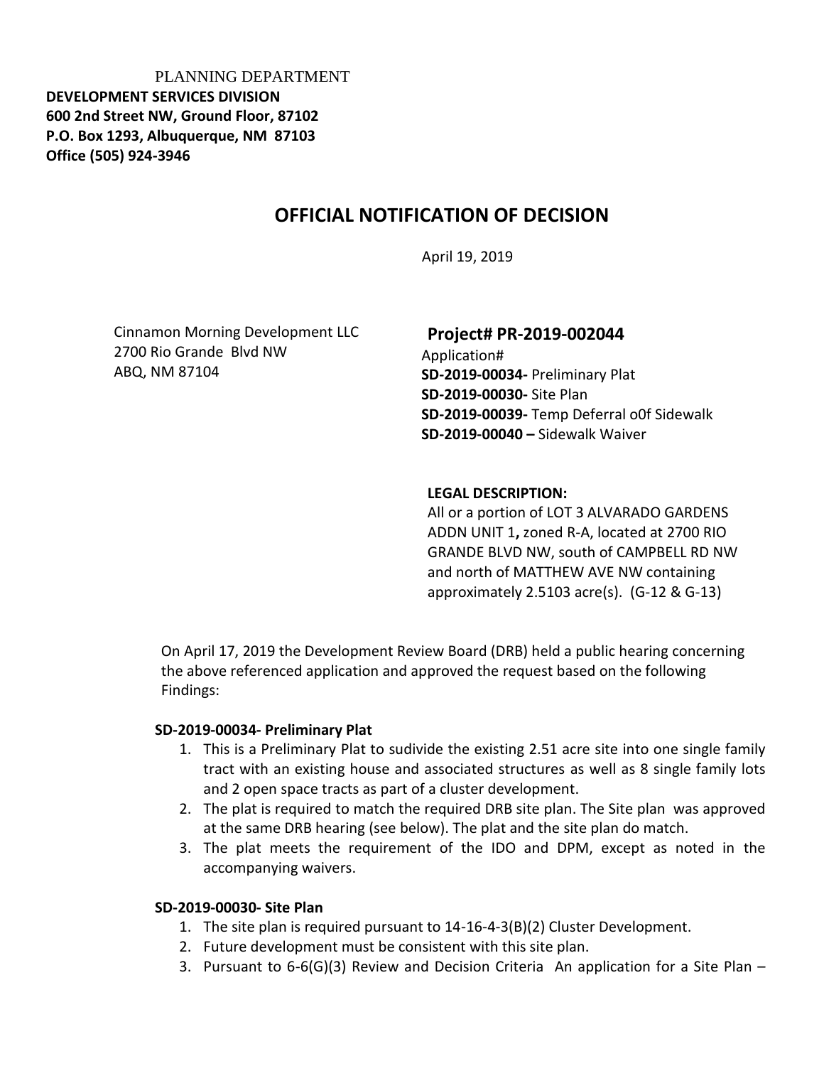PLANNING DEPARTMENT
**DEVELOPMENT SERVICES DIVISION**
**600 2nd Street NW, Ground Floor, 87102**
**P.O. Box 1293, Albuquerque, NM 87103**
**Office (505) 924-3946**

# OFFICIAL NOTIFICATION OF DECISION

April 19, 2019

Cinnamon Morning Development LLC
2700 Rio Grande Blvd NW
ABQ, NM 87104

**Project# PR-2019-002044**
Application#
**SD-2019-00034-** Preliminary Plat
**SD-2019-00030-** Site Plan
**SD-2019-00039-** Temp Deferral o0f Sidewalk
**SD-2019-00040 –** Sidewalk Waiver

**LEGAL DESCRIPTION:**
All or a portion of LOT 3 ALVARADO GARDENS ADDN UNIT 1**,** zoned R-A, located at 2700 RIO GRANDE BLVD NW, south of CAMPBELL RD NW and north of MATTHEW AVE NW containing approximately 2.5103 acre(s). (G-12 & G-13)

On April 17, 2019 the Development Review Board (DRB) held a public hearing concerning the above referenced application and approved the request based on the following Findings:

**SD-2019-00034- Preliminary Plat**

1. This is a Preliminary Plat to sudivide the existing 2.51 acre site into one single family tract with an existing house and associated structures as well as 8 single family lots and 2 open space tracts as part of a cluster development.
2. The plat is required to match the required DRB site plan. The Site plan was approved at the same DRB hearing (see below). The plat and the site plan do match.
3. The plat meets the requirement of the IDO and DPM, except as noted in the accompanying waivers.

**SD-2019-00030- Site Plan**

1. The site plan is required pursuant to 14-16-4-3(B)(2) Cluster Development.
2. Future development must be consistent with this site plan.
3. Pursuant to 6-6(G)(3) Review and Decision Criteria An application for a Site Plan –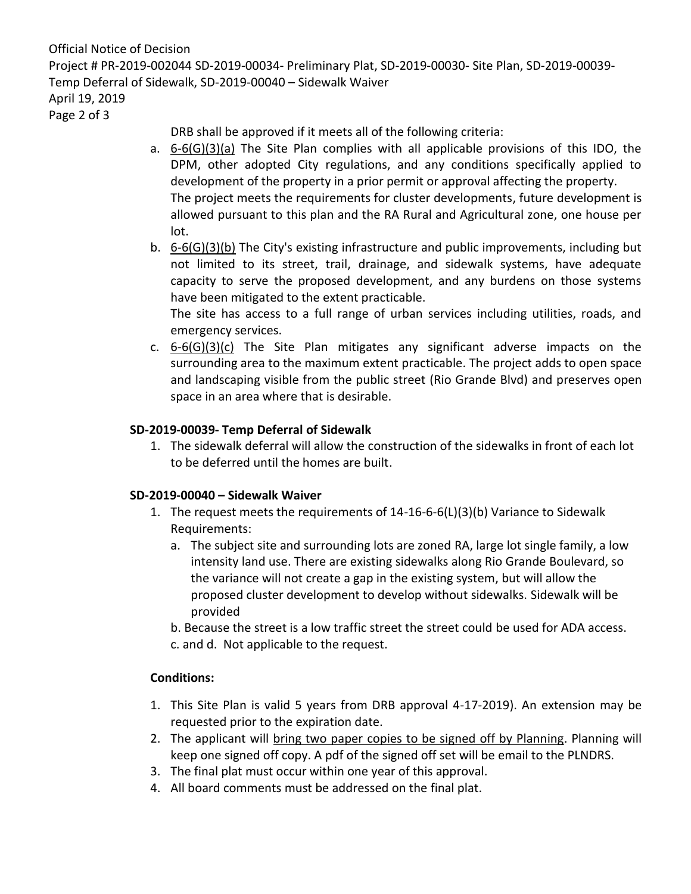DRB shall be approved if it meets all of the following criteria:

a. 6-6(G)(3)(a) The Site Plan complies with all applicable provisions of this IDO, the DPM, other adopted City regulations, and any conditions specifically applied to development of the property in a prior permit or approval affecting the property.
   The project meets the requirements for cluster developments, future development is allowed pursuant to this plan and the RA Rural and Agricultural zone, one house per lot.
b. 6-6(G)(3)(b) The City's existing infrastructure and public improvements, including but not limited to its street, trail, drainage, and sidewalk systems, have adequate capacity to serve the proposed development, and any burdens on those systems have been mitigated to the extent practicable.
   The site has access to a full range of urban services including utilities, roads, and emergency services.
c. 6-6(G)(3)(c) The Site Plan mitigates any significant adverse impacts on the surrounding area to the maximum extent practicable. The project adds to open space and landscaping visible from the public street (Rio Grande Blvd) and preserves open space in an area where that is desirable.

**SD-2019-00039- Temp Deferral of Sidewalk**

1. The sidewalk deferral will allow the construction of the sidewalks in front of each lot to be deferred until the homes are built.

**SD-2019-00040 – Sidewalk Waiver**

1. The request meets the requirements of 14-16-6-6(L)(3)(b) Variance to Sidewalk Requirements:
   a. The subject site and surrounding lots are zoned RA, large lot single family, a low intensity land use. There are existing sidewalks along Rio Grande Boulevard, so the variance will not create a gap in the existing system, but will allow the proposed cluster development to develop without sidewalks. Sidewalk will be provided
   b. Because the street is a low traffic street the street could be used for ADA access.
   c. and d. Not applicable to the request.

**Conditions:**

1. This Site Plan is valid 5 years from DRB approval 4-17-2019). An extension may be requested prior to the expiration date.
2. The applicant will bring two paper copies to be signed off by Planning. Planning will keep one signed off copy. A pdf of the signed off set will be email to the PLNDRS.
3. The final plat must occur within one year of this approval.
4. All board comments must be addressed on the final plat.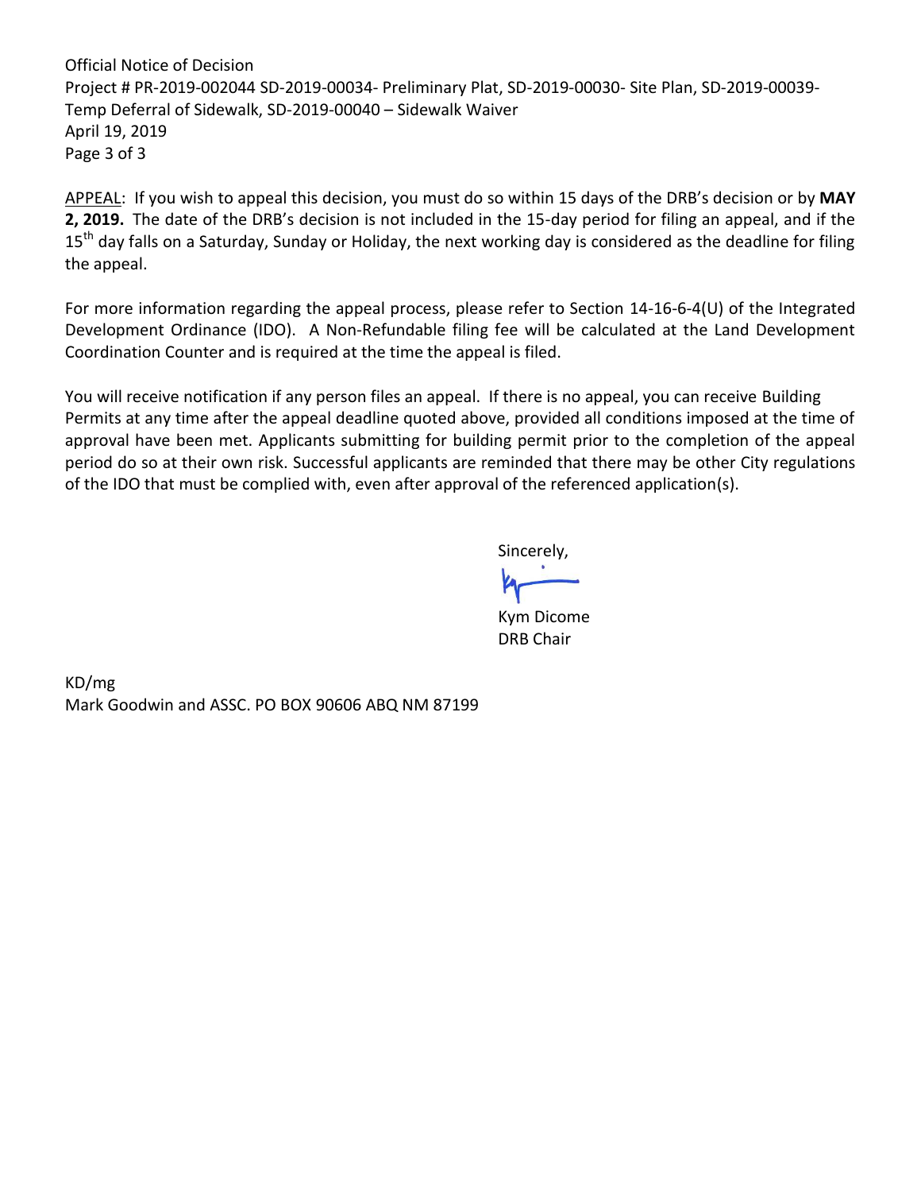APPEAL: If you wish to appeal this decision, you must do so within 15 days of the DRB's decision or by **MAY 2, 2019.** The date of the DRB's decision is not included in the 15-day period for filing an appeal, and if the 15th day falls on a Saturday, Sunday or Holiday, the next working day is considered as the deadline for filing the appeal.

For more information regarding the appeal process, please refer to Section 14-16-6-4(U) of the Integrated Development Ordinance (IDO). A Non-Refundable filing fee will be calculated at the Land Development Coordination Counter and is required at the time the appeal is filed.

You will receive notification if any person files an appeal. If there is no appeal, you can receive Building Permits at any time after the appeal deadline quoted above, provided all conditions imposed at the time of approval have been met. Applicants submitting for building permit prior to the completion of the appeal period do so at their own risk. Successful applicants are reminded that there may be other City regulations of the IDO that must be complied with, even after approval of the referenced application(s).

Sincerely,

Kym Dicome
DRB Chair

KD/mg
Mark Goodwin and ASSC. PO BOX 90606 ABQ NM 87199